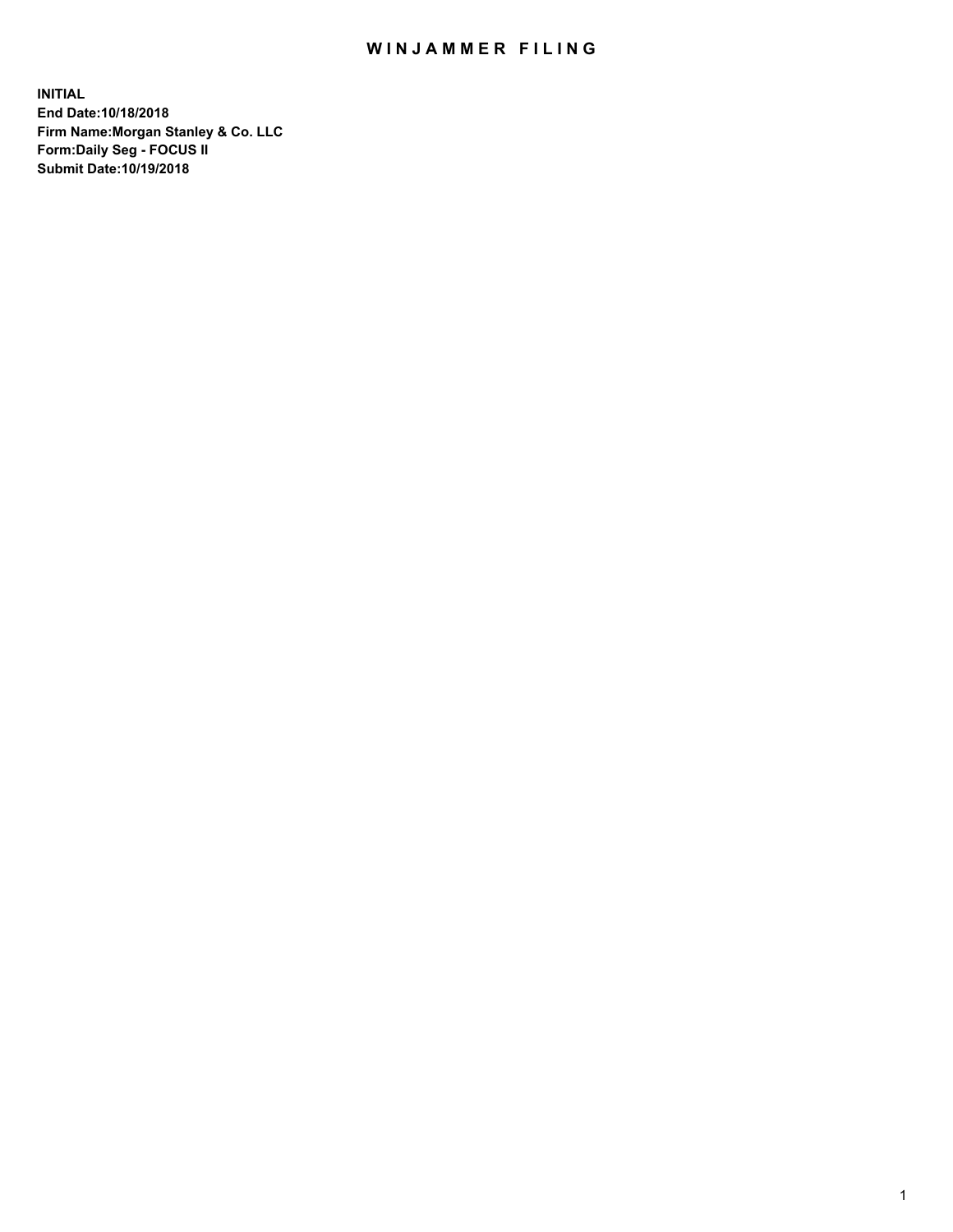# WINJAMMER FILING

**INITIAL**
**End Date:10/18/2018**
**Firm Name:Morgan Stanley & Co. LLC**
**Form:Daily Seg - FOCUS II**
**Submit Date:10/19/2018**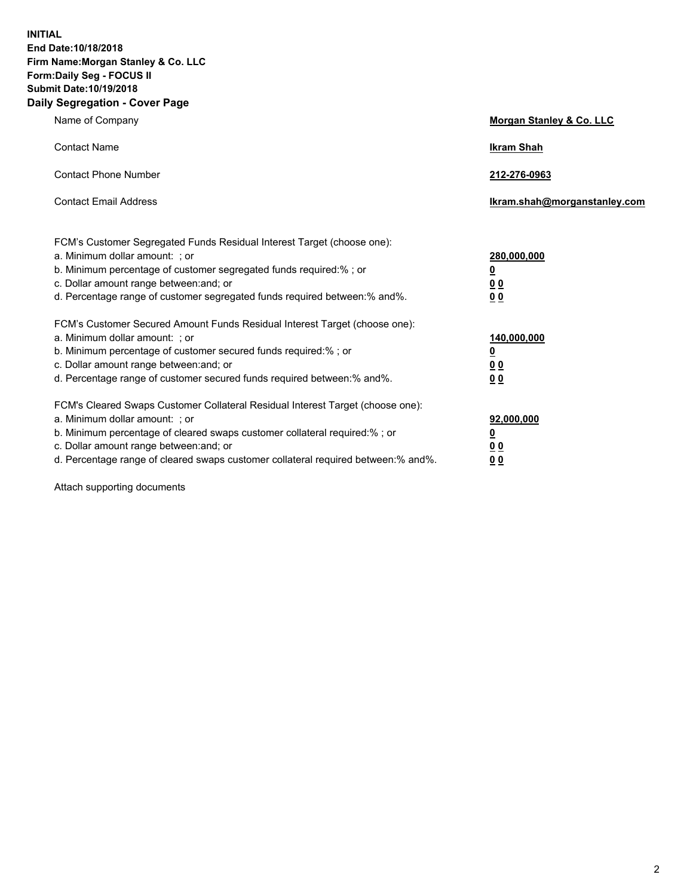**INITIAL**
**End Date:10/18/2018**
**Firm Name:Morgan Stanley & Co. LLC**
**Form:Daily Seg - FOCUS II**
**Submit Date:10/19/2018**
**Daily Segregation - Cover Page**

| | |
|---|---|
| Name of Company | **Morgan Stanley & Co. LLC** |
| Contact Name | **Ikram Shah** |
| Contact Phone Number | **212-276-0963** |
| Contact Email Address | **Ikram.shah@morganstanley.com** |

FCM's Customer Segregated Funds Residual Interest Target (choose one):

| | |
|---|---|
| a. Minimum dollar amount: ; or | **280,000,000** |
| b. Minimum percentage of customer segregated funds required:% ; or | **0** |
| c. Dollar amount range between:and; or | **0 0** |
| d. Percentage range of customer segregated funds required between:% and%. | **0 0** |

FCM's Customer Secured Amount Funds Residual Interest Target (choose one):

| | |
|---|---|
| a. Minimum dollar amount: ; or | **140,000,000** |
| b. Minimum percentage of customer secured funds required:% ; or | **0** |
| c. Dollar amount range between:and; or | **0 0** |
| d. Percentage range of customer secured funds required between:% and%. | **0 0** |

FCM's Cleared Swaps Customer Collateral Residual Interest Target (choose one):

| | |
|---|---|
| a. Minimum dollar amount: ; or | **92,000,000** |
| b. Minimum percentage of cleared swaps customer collateral required:% ; or | **0** |
| c. Dollar amount range between:and; or | **0 0** |
| d. Percentage range of cleared swaps customer collateral required between:% and%. | **0 0** |

Attach supporting documents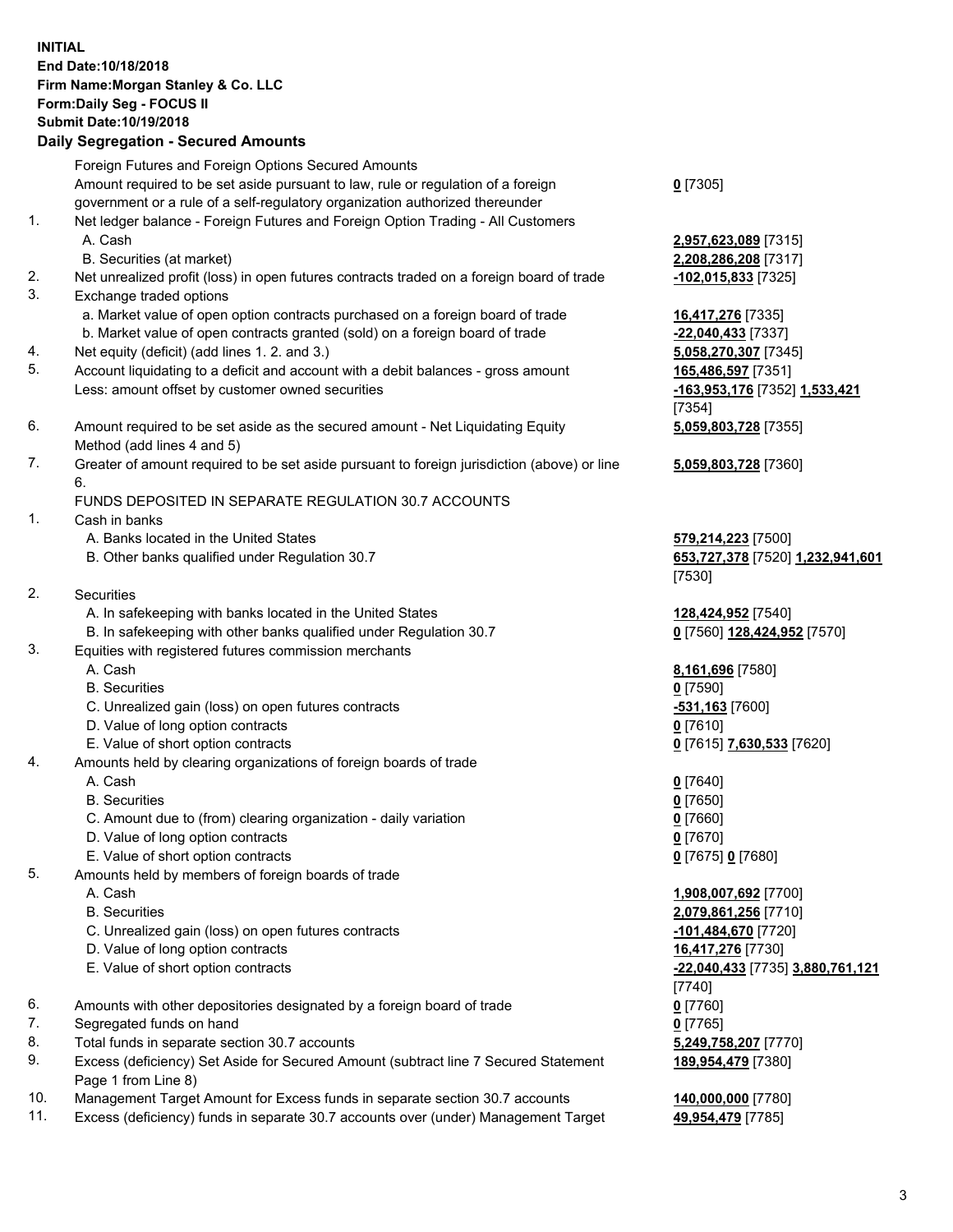**INITIAL**
**End Date:10/18/2018**
**Firm Name:Morgan Stanley & Co. LLC**
**Form:Daily Seg - FOCUS II**
**Submit Date:10/19/2018**

## Daily Segregation - Secured Amounts

| | | |
|---|---|---|
| | Foreign Futures and Foreign Options Secured Amounts | |
| | Amount required to be set aside pursuant to law, rule or regulation of a foreign government or a rule of a self-regulatory organization authorized thereunder | **0** [7305] |
| 1. | Net ledger balance - Foreign Futures and Foreign Option Trading - All Customers | |
| | A. Cash | **2,957,623,089** [7315] |
| | B. Securities (at market) | **2,208,286,208** [7317] |
| 2. | Net unrealized profit (loss) in open futures contracts traded on a foreign board of trade | **-102,015,833** [7325] |
| 3. | Exchange traded options | |
| | a. Market value of open option contracts purchased on a foreign board of trade | **16,417,276** [7335] |
| | b. Market value of open contracts granted (sold) on a foreign board of trade | **-22,040,433** [7337] |
| 4. | Net equity (deficit) (add lines 1. 2. and 3.) | **5,058,270,307** [7345] |
| 5. | Account liquidating to a deficit and account with a debit balances - gross amount | **165,486,597** [7351] |
| | Less: amount offset by customer owned securities | **-163,953,176** [7352] **1,533,421** [7354] |
| 6. | Amount required to be set aside as the secured amount - Net Liquidating Equity Method (add lines 4 and 5) | **5,059,803,728** [7355] |
| 7. | Greater of amount required to be set aside pursuant to foreign jurisdiction (above) or line 6. | **5,059,803,728** [7360] |
| | FUNDS DEPOSITED IN SEPARATE REGULATION 30.7 ACCOUNTS | |
| 1. | Cash in banks | |
| | A. Banks located in the United States | **579,214,223** [7500] |
| | B. Other banks qualified under Regulation 30.7 | **653,727,378** [7520] **1,232,941,601** [7530] |
| 2. | Securities | |
| | A. In safekeeping with banks located in the United States | **128,424,952** [7540] |
| | B. In safekeeping with other banks qualified under Regulation 30.7 | **0** [7560] **128,424,952** [7570] |
| 3. | Equities with registered futures commission merchants | |
| | A. Cash | **8,161,696** [7580] |
| | B. Securities | **0** [7590] |
| | C. Unrealized gain (loss) on open futures contracts | **-531,163** [7600] |
| | D. Value of long option contracts | **0** [7610] |
| | E. Value of short option contracts | **0** [7615] **7,630,533** [7620] |
| 4. | Amounts held by clearing organizations of foreign boards of trade | |
| | A. Cash | **0** [7640] |
| | B. Securities | **0** [7650] |
| | C. Amount due to (from) clearing organization - daily variation | **0** [7660] |
| | D. Value of long option contracts | **0** [7670] |
| | E. Value of short option contracts | **0** [7675] **0** [7680] |
| 5. | Amounts held by members of foreign boards of trade | |
| | A. Cash | **1,908,007,692** [7700] |
| | B. Securities | **2,079,861,256** [7710] |
| | C. Unrealized gain (loss) on open futures contracts | **-101,484,670** [7720] |
| | D. Value of long option contracts | **16,417,276** [7730] |
| | E. Value of short option contracts | **-22,040,433** [7735] **3,880,761,121** [7740] |
| 6. | Amounts with other depositories designated by a foreign board of trade | **0** [7760] |
| 7. | Segregated funds on hand | **0** [7765] |
| 8. | Total funds in separate section 30.7 accounts | **5,249,758,207** [7770] |
| 9. | Excess (deficiency) Set Aside for Secured Amount (subtract line 7 Secured Statement Page 1 from Line 8) | **189,954,479** [7380] |
| 10. | Management Target Amount for Excess funds in separate section 30.7 accounts | **140,000,000** [7780] |
| 11. | Excess (deficiency) funds in separate 30.7 accounts over (under) Management Target | **49,954,479** [7785] |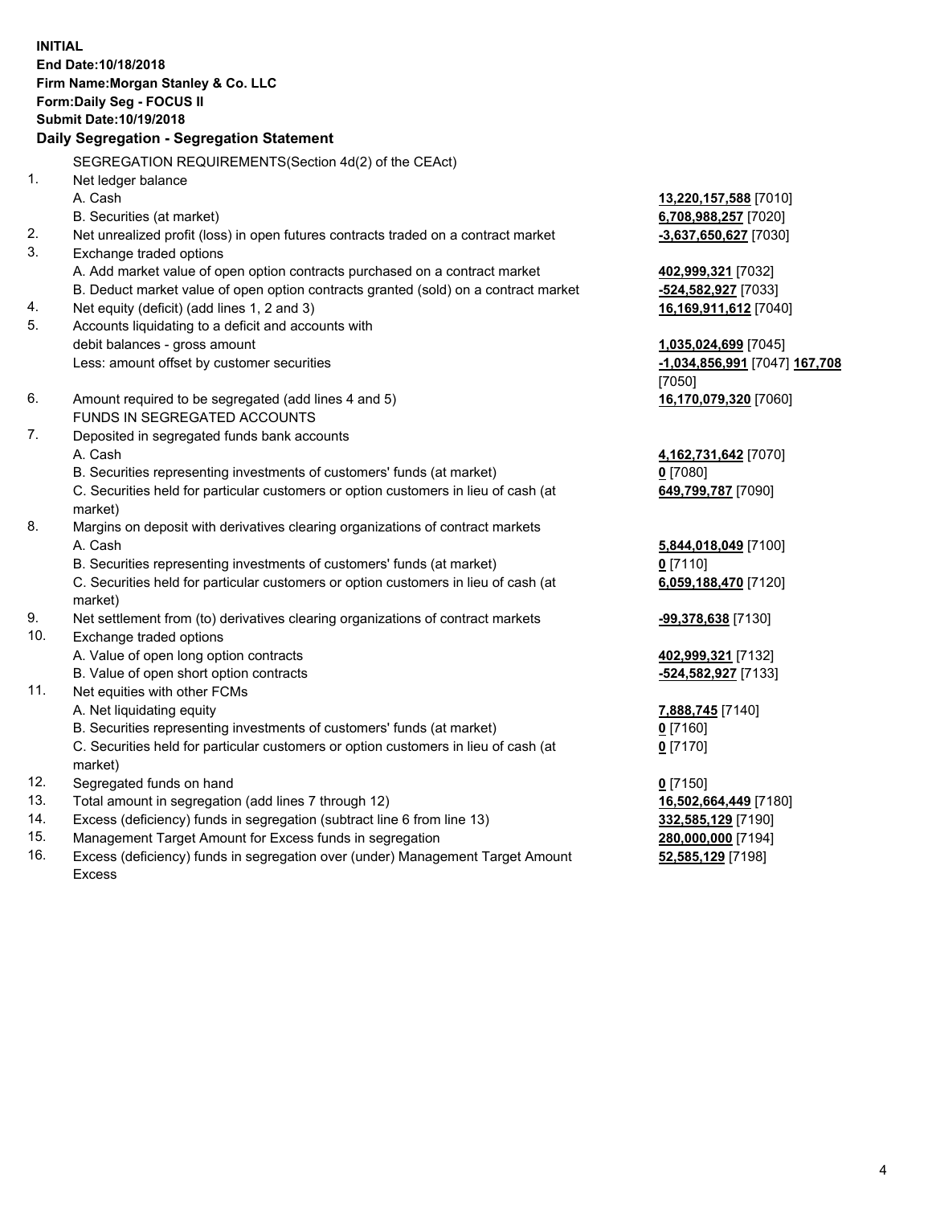**INITIAL**
**End Date:10/18/2018**
**Firm Name:Morgan Stanley & Co. LLC**
**Form:Daily Seg - FOCUS II**
**Submit Date:10/19/2018**

**Daily Segregation - Segregation Statement**

SEGREGATION REQUIREMENTS(Section 4d(2) of the CEAct)

| | | |
|---|---|---|
| 1. | Net ledger balance | |
| | A. Cash | **13,220,157,588** [7010] |
| | B. Securities (at market) | **6,708,988,257** [7020] |
| 2. | Net unrealized profit (loss) in open futures contracts traded on a contract market | **-3,637,650,627** [7030] |
| 3. | Exchange traded options | |
| | A. Add market value of open option contracts purchased on a contract market | **402,999,321** [7032] |
| | B. Deduct market value of open option contracts granted (sold) on a contract market | **-524,582,927** [7033] |
| 4. | Net equity (deficit) (add lines 1, 2 and 3) | **16,169,911,612** [7040] |
| 5. | Accounts liquidating to a deficit and accounts with debit balances - gross amount | **1,035,024,699** [7045] |
| | Less: amount offset by customer securities | **-1,034,856,991** [7047] **167,708** [7050] |
| 6. | Amount required to be segregated (add lines 4 and 5) | **16,170,079,320** [7060] |
| | FUNDS IN SEGREGATED ACCOUNTS | |
| 7. | Deposited in segregated funds bank accounts | |
| | A. Cash | **4,162,731,642** [7070] |
| | B. Securities representing investments of customers' funds (at market) | **0** [7080] |
| | C. Securities held for particular customers or option customers in lieu of cash (at market) | **649,799,787** [7090] |
| 8. | Margins on deposit with derivatives clearing organizations of contract markets | |
| | A. Cash | **5,844,018,049** [7100] |
| | B. Securities representing investments of customers' funds (at market) | **0** [7110] |
| | C. Securities held for particular customers or option customers in lieu of cash (at market) | **6,059,188,470** [7120] |
| 9. | Net settlement from (to) derivatives clearing organizations of contract markets | **-99,378,638** [7130] |
| 10. | Exchange traded options | |
| | A. Value of open long option contracts | **402,999,321** [7132] |
| | B. Value of open short option contracts | **-524,582,927** [7133] |
| 11. | Net equities with other FCMs | |
| | A. Net liquidating equity | **7,888,745** [7140] |
| | B. Securities representing investments of customers' funds (at market) | **0** [7160] |
| | C. Securities held for particular customers or option customers in lieu of cash (at market) | **0** [7170] |
| 12. | Segregated funds on hand | **0** [7150] |
| 13. | Total amount in segregation (add lines 7 through 12) | **16,502,664,449** [7180] |
| 14. | Excess (deficiency) funds in segregation (subtract line 6 from line 13) | **332,585,129** [7190] |
| 15. | Management Target Amount for Excess funds in segregation | **280,000,000** [7194] |
| 16. | Excess (deficiency) funds in segregation over (under) Management Target Amount Excess | **52,585,129** [7198] |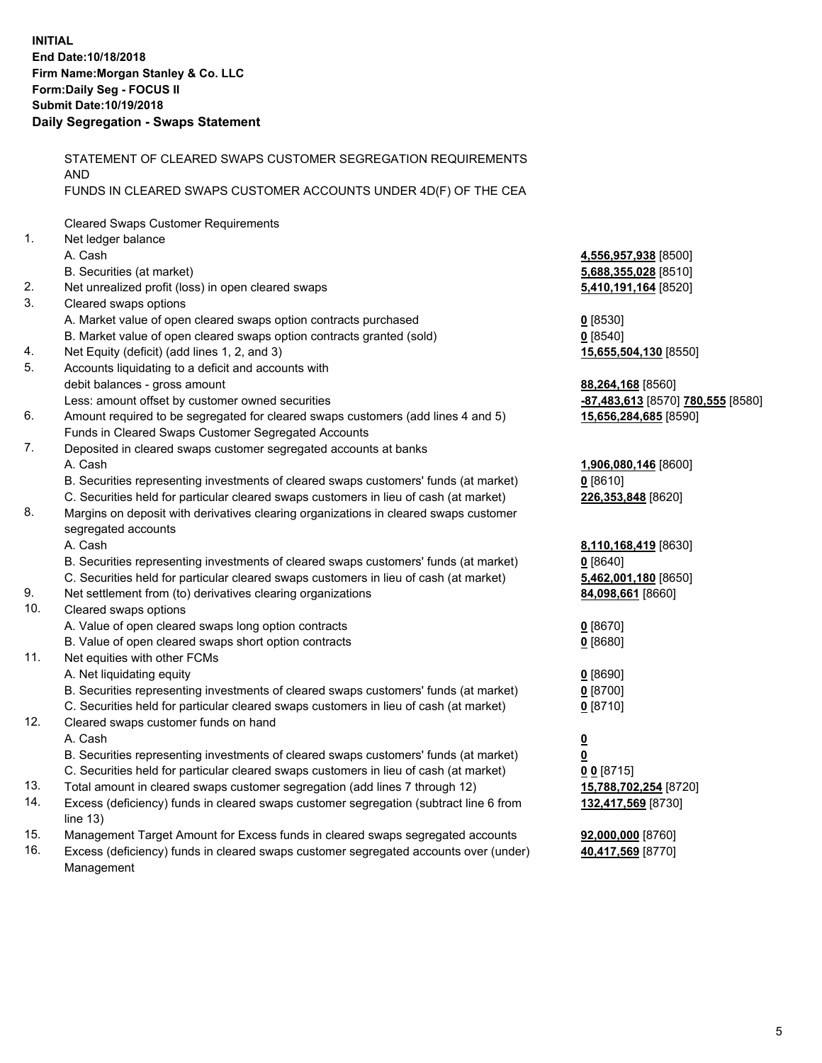**INITIAL**
**End Date:10/18/2018**
**Firm Name:Morgan Stanley & Co. LLC**
**Form:Daily Seg - FOCUS II**
**Submit Date:10/19/2018**
**Daily Segregation - Swaps Statement**

STATEMENT OF CLEARED SWAPS CUSTOMER SEGREGATION REQUIREMENTS AND
FUNDS IN CLEARED SWAPS CUSTOMER ACCOUNTS UNDER 4D(F) OF THE CEA

| | | |
|---|---|---|
| | Cleared Swaps Customer Requirements | |
| 1. | Net ledger balance | |
| | A. Cash | 4,556,957,938 [8500] |
| | B. Securities (at market) | 5,688,355,028 [8510] |
| 2. | Net unrealized profit (loss) in open cleared swaps | 5,410,191,164 [8520] |
| 3. | Cleared swaps options | |
| | A. Market value of open cleared swaps option contracts purchased | 0 [8530] |
| | B. Market value of open cleared swaps option contracts granted (sold) | 0 [8540] |
| 4. | Net Equity (deficit) (add lines 1, 2, and 3) | 15,655,504,130 [8550] |
| 5. | Accounts liquidating to a deficit and accounts with | |
| | debit balances - gross amount | 88,264,168 [8560] |
| | Less: amount offset by customer owned securities | -87,483,613 [8570] 780,555 [8580] |
| 6. | Amount required to be segregated for cleared swaps customers (add lines 4 and 5) | 15,656,284,685 [8590] |
| | Funds in Cleared Swaps Customer Segregated Accounts | |
| 7. | Deposited in cleared swaps customer segregated accounts at banks | |
| | A. Cash | 1,906,080,146 [8600] |
| | B. Securities representing investments of cleared swaps customers' funds (at market) | 0 [8610] |
| | C. Securities held for particular cleared swaps customers in lieu of cash (at market) | 226,353,848 [8620] |
| 8. | Margins on deposit with derivatives clearing organizations in cleared swaps customer segregated accounts | |
| | A. Cash | 8,110,168,419 [8630] |
| | B. Securities representing investments of cleared swaps customers' funds (at market) | 0 [8640] |
| | C. Securities held for particular cleared swaps customers in lieu of cash (at market) | 5,462,001,180 [8650] |
| 9. | Net settlement from (to) derivatives clearing organizations | 84,098,661 [8660] |
| 10. | Cleared swaps options | |
| | A. Value of open cleared swaps long option contracts | 0 [8670] |
| | B. Value of open cleared swaps short option contracts | 0 [8680] |
| 11. | Net equities with other FCMs | |
| | A. Net liquidating equity | 0 [8690] |
| | B. Securities representing investments of cleared swaps customers' funds (at market) | 0 [8700] |
| | C. Securities held for particular cleared swaps customers in lieu of cash (at market) | 0 [8710] |
| 12. | Cleared swaps customer funds on hand | |
| | A. Cash | 0 |
| | B. Securities representing investments of cleared swaps customers' funds (at market) | 0 |
| | C. Securities held for particular cleared swaps customers in lieu of cash (at market) | 0 0 [8715] |
| 13. | Total amount in cleared swaps customer segregation (add lines 7 through 12) | 15,788,702,254 [8720] |
| 14. | Excess (deficiency) funds in cleared swaps customer segregation (subtract line 6 from line 13) | 132,417,569 [8730] |
| 15. | Management Target Amount for Excess funds in cleared swaps segregated accounts | 92,000,000 [8760] |
| 16. | Excess (deficiency) funds in cleared swaps customer segregated accounts over (under) Management | 40,417,569 [8770] |